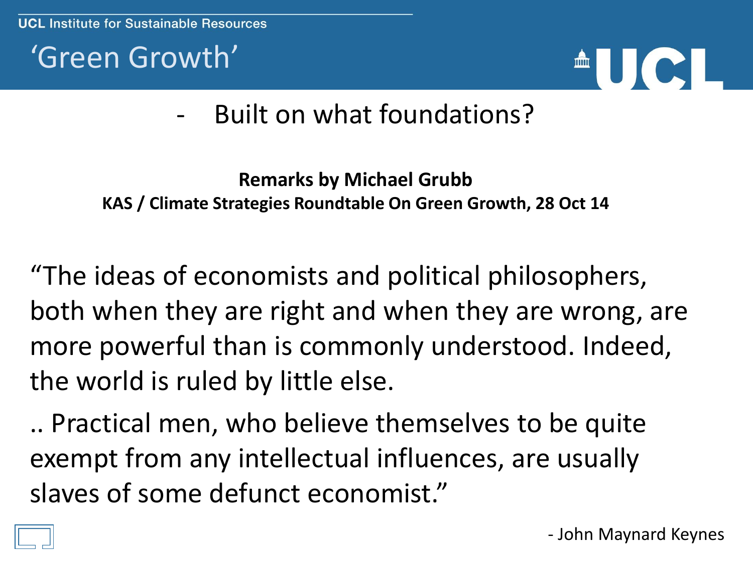UCL Institute for Sustainable Resources

# 'Green Growth'

## - Built on what foundations?

**Remarks by Michael Grubb**
**KAS / Climate Strategies Roundtable On Green Growth, 28 Oct 14**

"The ideas of economists and political philosophers, both when they are right and when they are wrong, are more powerful than is commonly understood. Indeed, the world is ruled by little else.

.. Practical men, who believe themselves to be quite exempt from any intellectual influences, are usually slaves of some defunct economist."

- John Maynard Keynes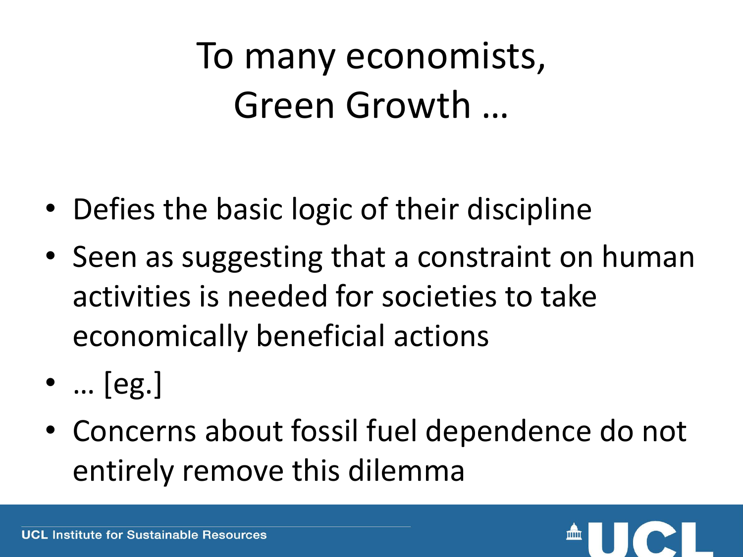# To many economists, Green Growth …

- Defies the basic logic of their discipline
- Seen as suggesting that a constraint on human activities is needed for societies to take economically beneficial actions
- … [eg.]
- Concerns about fossil fuel dependence do not entirely remove this dilemma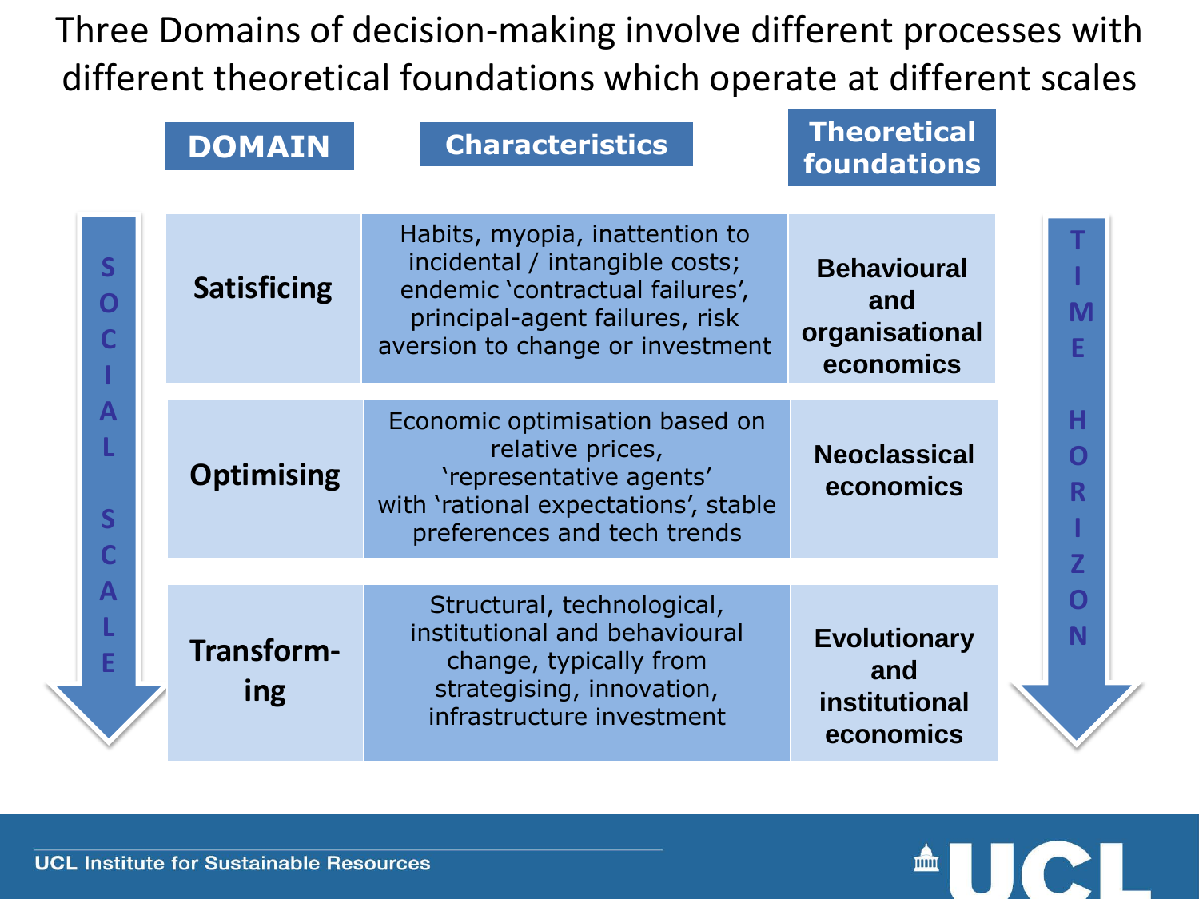# Three Domains of decision-making involve different processes with different theoretical foundations which operate at different scales

| DOMAIN | Characteristics | Theoretical foundations |
| --- | --- | --- |
| **Satisficing** | Habits, myopia, inattention to incidental / intangible costs; endemic 'contractual failures', principal-agent failures, risk aversion to change or investment | **Behavioural and organisational economics** |
| **Optimising** | Economic optimisation based on relative prices, 'representative agents' with 'rational expectations', stable preferences and tech trends | **Neoclassical economics** |
| **Transform-ing** | Structural, technological, institutional and behavioural change, typically from strategising, innovation, infrastructure investment | **Evolutionary and institutional economics** |

SOCIAL SCALE ↓

TIME HORIZON ↓

UCL Institute for Sustainable Resources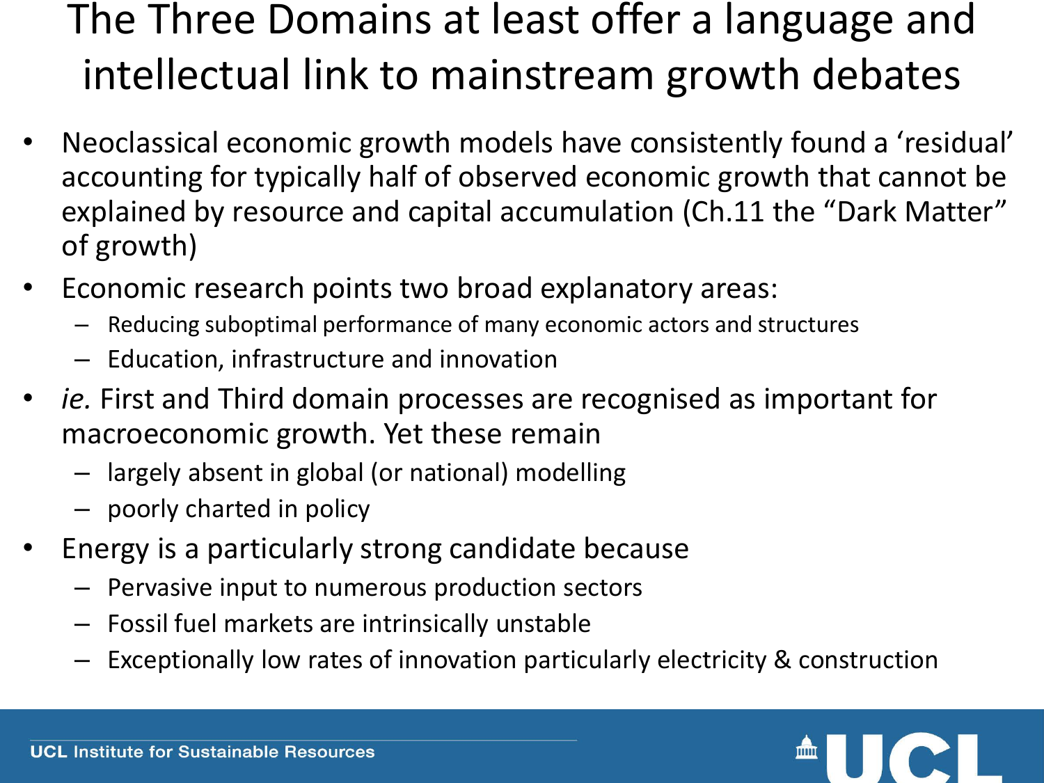# The Three Domains at least offer a language and intellectual link to mainstream growth debates

- Neoclassical economic growth models have consistently found a ‘residual’ accounting for typically half of observed economic growth that cannot be explained by resource and capital accumulation (Ch.11 the “Dark Matter” of growth)
- Economic research points two broad explanatory areas:
  - Reducing suboptimal performance of many economic actors and structures
  - Education, infrastructure and innovation
- *ie.* First and Third domain processes are recognised as important for macroeconomic growth. Yet these remain
  - largely absent in global (or national) modelling
  - poorly charted in policy
- Energy is a particularly strong candidate because
  - Pervasive input to numerous production sectors
  - Fossil fuel markets are intrinsically unstable
  - Exceptionally low rates of innovation particularly electricity & construction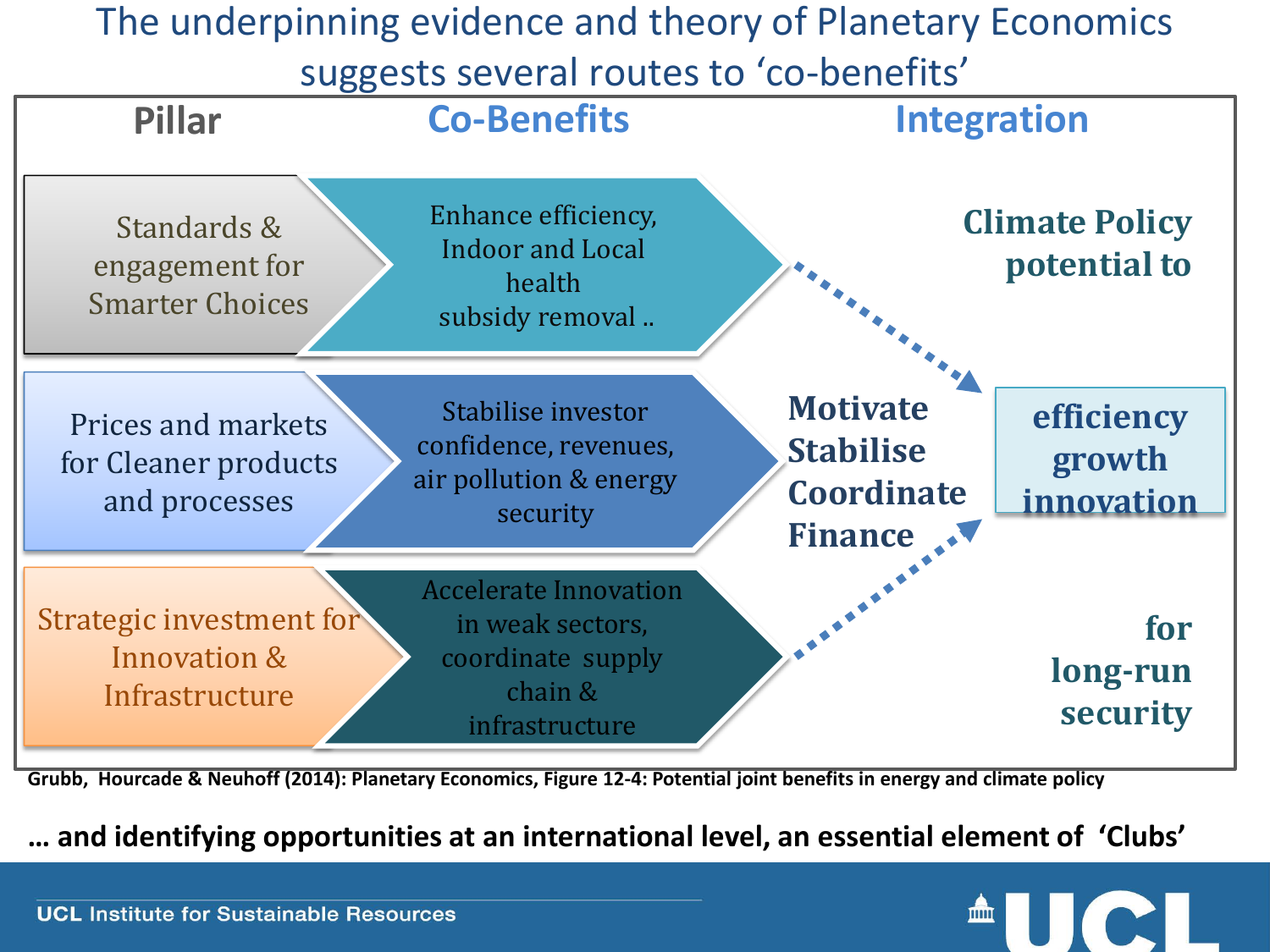# The underpinning evidence and theory of Planetary Economics suggests several routes to 'co-benefits'

| Pillar | Co-Benefits | Integration |
|---|---|---|
| Standards & engagement for Smarter Choices | Enhance efficiency, Indoor and Local health subsidy removal .. | |
| Prices and markets for Cleaner products and processes | Stabilise investor confidence, revenues, air pollution & energy security | Motivate Stabilise Coordinate Finance |
| Strategic investment for Innovation & Infrastructure | Accelerate Innovation in weak sectors, coordinate supply chain & infrastructure | |

**Climate Policy potential to**

**efficiency growth innovation**

**for long-run security**

Grubb, Hourcade & Neuhoff (2014): Planetary Economics, Figure 12-4: Potential joint benefits in energy and climate policy

**… and identifying opportunities at an international level, an essential element of 'Clubs'**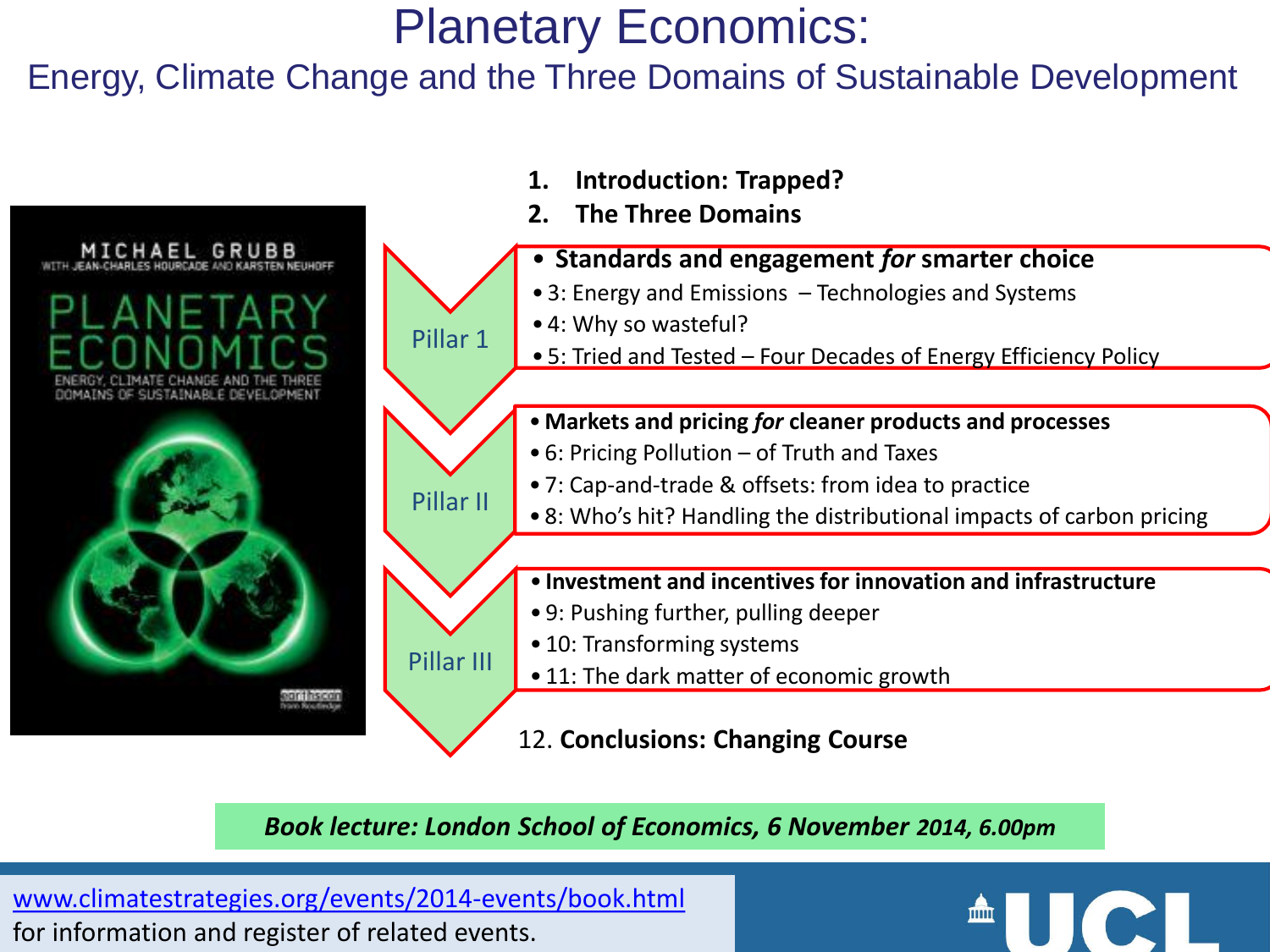# Planetary Economics:

## Energy, Climate Change and the Three Domains of Sustainable Development

1. **Introduction: Trapped?**
2. **The Three Domains**

Pillar 1

- **Standards and engagement *for* smarter choice**
- 3: Energy and Emissions – Technologies and Systems
- 4: Why so wasteful?
- 5: Tried and Tested – Four Decades of Energy Efficiency Policy

Pillar II

- **Markets and pricing *for* cleaner products and processes**
- 6: Pricing Pollution – of Truth and Taxes
- 7: Cap-and-trade & offsets: from idea to practice
- 8: Who's hit? Handling the distributional impacts of carbon pricing

Pillar III

- **Investment and incentives for innovation and infrastructure**
- 9: Pushing further, pulling deeper
- 10: Transforming systems
- 11: The dark matter of economic growth

12. **Conclusions: Changing Course**

***Book lecture: London School of Economics, 6 November 2014, 6.00pm***

www.climatestrategies.org/events/2014-events/book.html
for information and register of related events.